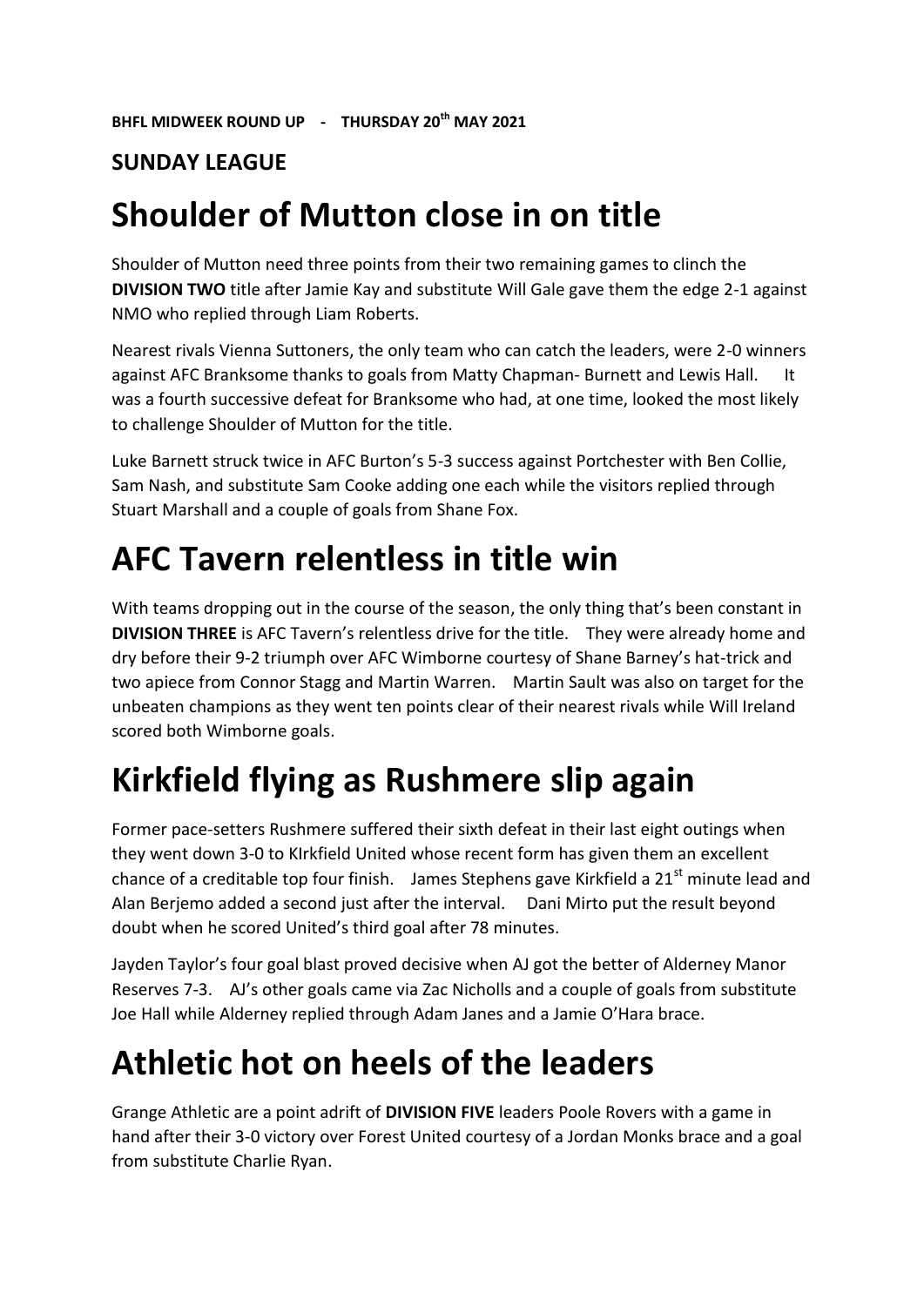**BHFL MIDWEEK ROUND UP - THURSDAY 20th MAY 2021**

## SUNDAY LEAGUE

# Shoulder of Mutton close in on title

Shoulder of Mutton need three points from their two remaining games to clinch the **DIVISION TWO** title after Jamie Kay and substitute Will Gale gave them the edge 2-1 against NMO who replied through Liam Roberts.

Nearest rivals Vienna Suttoners, the only team who can catch the leaders, were 2-0 winners against AFC Branksome thanks to goals from Matty Chapman- Burnett and Lewis Hall. It was a fourth successive defeat for Branksome who had, at one time, looked the most likely to challenge Shoulder of Mutton for the title.

Luke Barnett struck twice in AFC Burton's 5-3 success against Portchester with Ben Collie, Sam Nash, and substitute Sam Cooke adding one each while the visitors replied through Stuart Marshall and a couple of goals from Shane Fox.

# AFC Tavern relentless in title win

With teams dropping out in the course of the season, the only thing that's been constant in **DIVISION THREE** is AFC Tavern's relentless drive for the title. They were already home and dry before their 9-2 triumph over AFC Wimborne courtesy of Shane Barney's hat-trick and two apiece from Connor Stagg and Martin Warren. Martin Sault was also on target for the unbeaten champions as they went ten points clear of their nearest rivals while Will Ireland scored both Wimborne goals.

# Kirkfield flying as Rushmere slip again

Former pace-setters Rushmere suffered their sixth defeat in their last eight outings when they went down 3-0 to KIrkfield United whose recent form has given them an excellent chance of a creditable top four finish. James Stephens gave Kirkfield a 21st minute lead and Alan Berjemo added a second just after the interval. Dani Mirto put the result beyond doubt when he scored United's third goal after 78 minutes.

Jayden Taylor's four goal blast proved decisive when AJ got the better of Alderney Manor Reserves 7-3. AJ's other goals came via Zac Nicholls and a couple of goals from substitute Joe Hall while Alderney replied through Adam Janes and a Jamie O'Hara brace.

# Athletic hot on heels of the leaders

Grange Athletic are a point adrift of **DIVISION FIVE** leaders Poole Rovers with a game in hand after their 3-0 victory over Forest United courtesy of a Jordan Monks brace and a goal from substitute Charlie Ryan.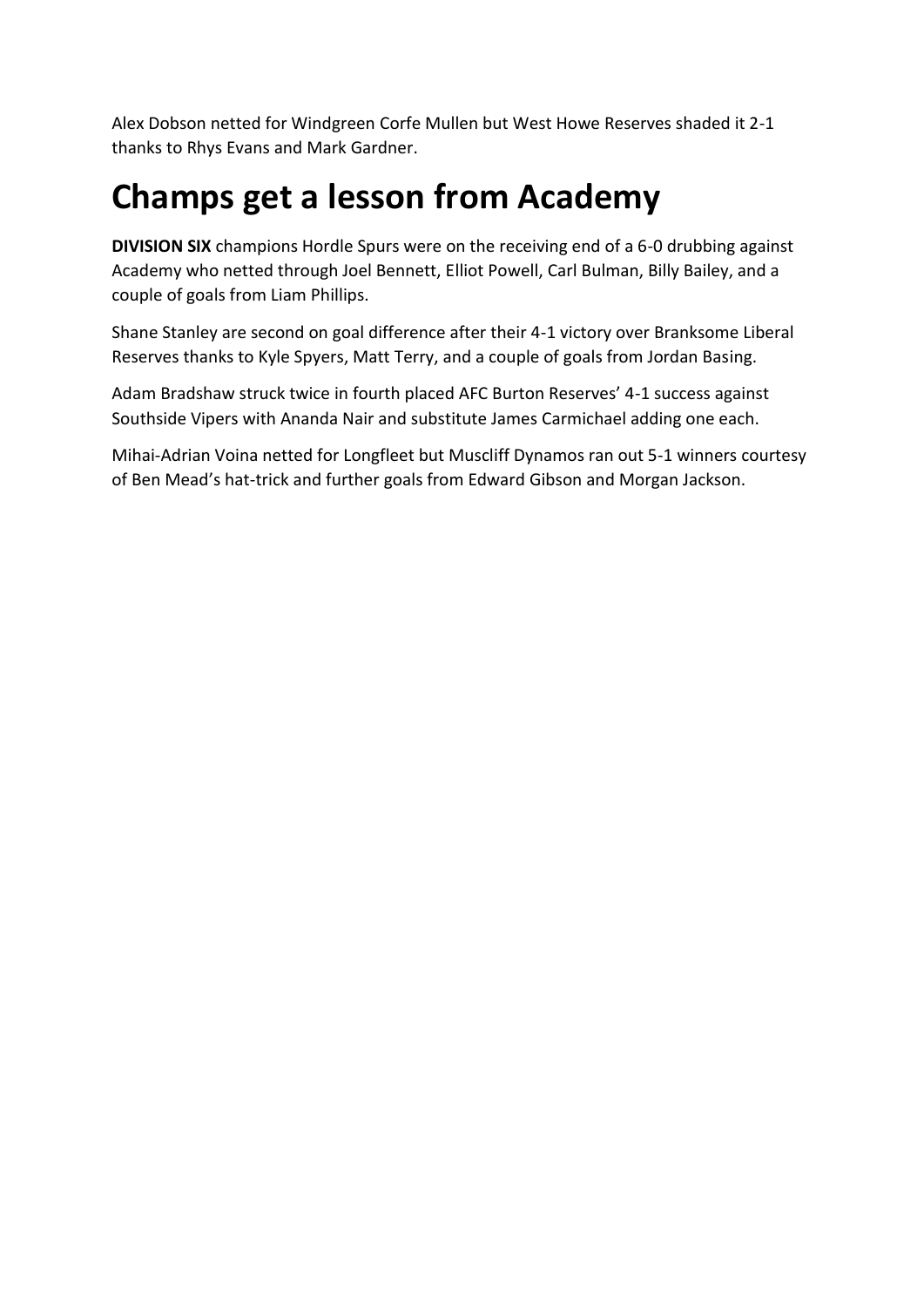Alex Dobson netted for Windgreen Corfe Mullen but West Howe Reserves shaded it 2-1 thanks to Rhys Evans and Mark Gardner.

# Champs get a lesson from Academy

**DIVISION SIX** champions Hordle Spurs were on the receiving end of a 6-0 drubbing against Academy who netted through Joel Bennett, Elliot Powell, Carl Bulman, Billy Bailey, and a couple of goals from Liam Phillips.

Shane Stanley are second on goal difference after their 4-1 victory over Branksome Liberal Reserves thanks to Kyle Spyers, Matt Terry, and a couple of goals from Jordan Basing.

Adam Bradshaw struck twice in fourth placed AFC Burton Reserves' 4-1 success against Southside Vipers with Ananda Nair and substitute James Carmichael adding one each.

Mihai-Adrian Voina netted for Longfleet but Muscliff Dynamos ran out 5-1 winners courtesy of Ben Mead's hat-trick and further goals from Edward Gibson and Morgan Jackson.